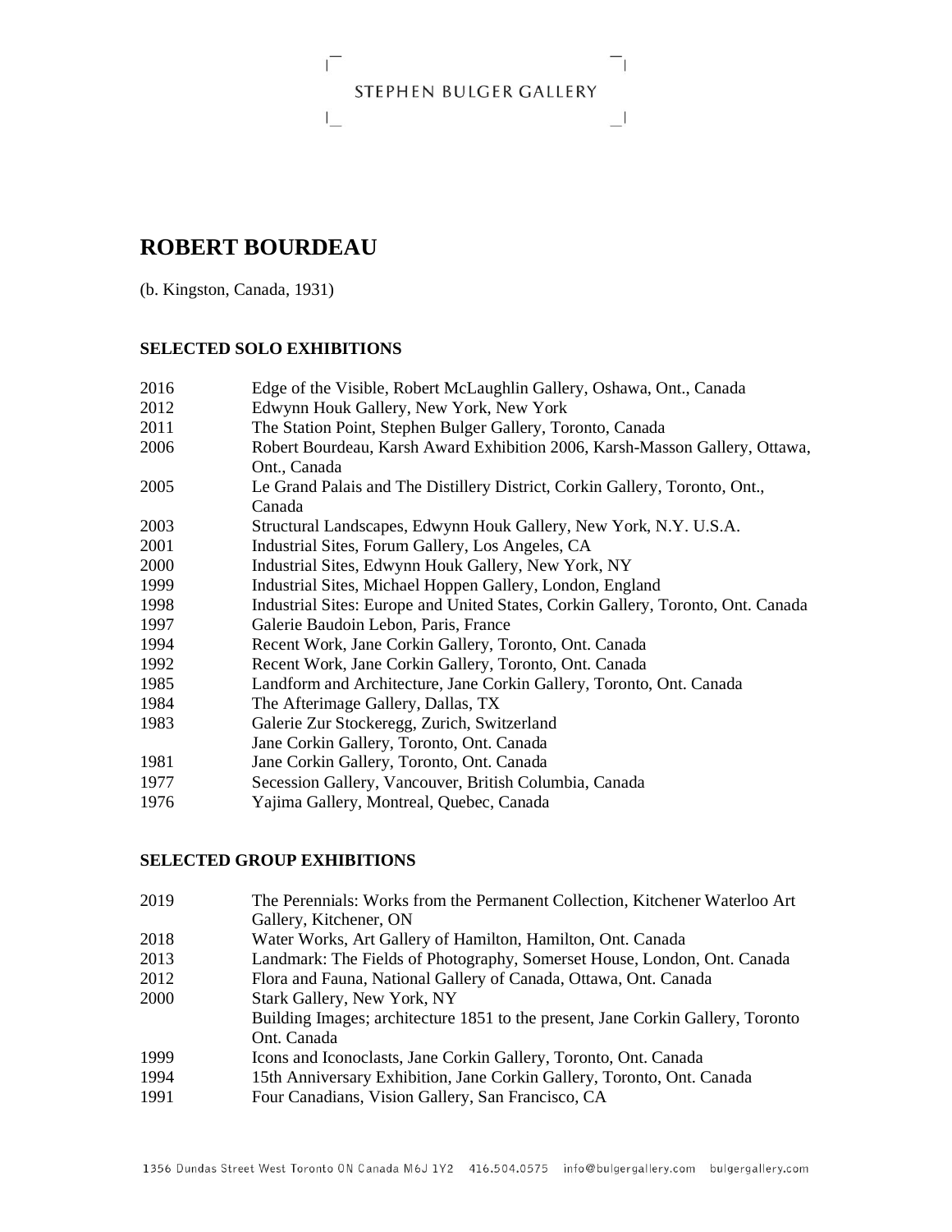STEPHEN BULGER GALLERY

# ROBERT BOURDEAU

(b. Kingston, Canada, 1931)

## SELECTED SOLO EXHIBITIONS

| | |
|---|---|
| 2016 | Edge of the Visible, Robert McLaughlin Gallery, Oshawa, Ont., Canada |
| 2012 | Edwynn Houk Gallery, New York, New York |
| 2011 | The Station Point, Stephen Bulger Gallery, Toronto, Canada |
| 2006 | Robert Bourdeau, Karsh Award Exhibition 2006, Karsh-Masson Gallery, Ottawa, Ont., Canada |
| 2005 | Le Grand Palais and The Distillery District, Corkin Gallery, Toronto, Ont., Canada |
| 2003 | Structural Landscapes, Edwynn Houk Gallery, New York, N.Y. U.S.A. |
| 2001 | Industrial Sites, Forum Gallery, Los Angeles, CA |
| 2000 | Industrial Sites, Edwynn Houk Gallery, New York, NY |
| 1999 | Industrial Sites, Michael Hoppen Gallery, London, England |
| 1998 | Industrial Sites: Europe and United States, Corkin Gallery, Toronto, Ont. Canada |
| 1997 | Galerie Baudoin Lebon, Paris, France |
| 1994 | Recent Work, Jane Corkin Gallery, Toronto, Ont. Canada |
| 1992 | Recent Work, Jane Corkin Gallery, Toronto, Ont. Canada |
| 1985 | Landform and Architecture, Jane Corkin Gallery, Toronto, Ont. Canada |
| 1984 | The Afterimage Gallery, Dallas, TX |
| 1983 | Galerie Zur Stockeregg, Zurich, Switzerland |
| | Jane Corkin Gallery, Toronto, Ont. Canada |
| 1981 | Jane Corkin Gallery, Toronto, Ont. Canada |
| 1977 | Secession Gallery, Vancouver, British Columbia, Canada |
| 1976 | Yajima Gallery, Montreal, Quebec, Canada |

## SELECTED GROUP EXHIBITIONS

| | |
|---|---|
| 2019 | The Perennials: Works from the Permanent Collection, Kitchener Waterloo Art Gallery, Kitchener, ON |
| 2018 | Water Works, Art Gallery of Hamilton, Hamilton, Ont. Canada |
| 2013 | Landmark: The Fields of Photography, Somerset House, London, Ont. Canada |
| 2012 | Flora and Fauna, National Gallery of Canada, Ottawa, Ont. Canada |
| 2000 | Stark Gallery, New York, NY |
| | Building Images; architecture 1851 to the present, Jane Corkin Gallery, Toronto Ont. Canada |
| 1999 | Icons and Iconoclasts, Jane Corkin Gallery, Toronto, Ont. Canada |
| 1994 | 15th Anniversary Exhibition, Jane Corkin Gallery, Toronto, Ont. Canada |
| 1991 | Four Canadians, Vision Gallery, San Francisco, CA |

1356 Dundas Street West Toronto ON Canada M6J 1Y2 416.504.0575 info@bulgergallery.com bulgergallery.com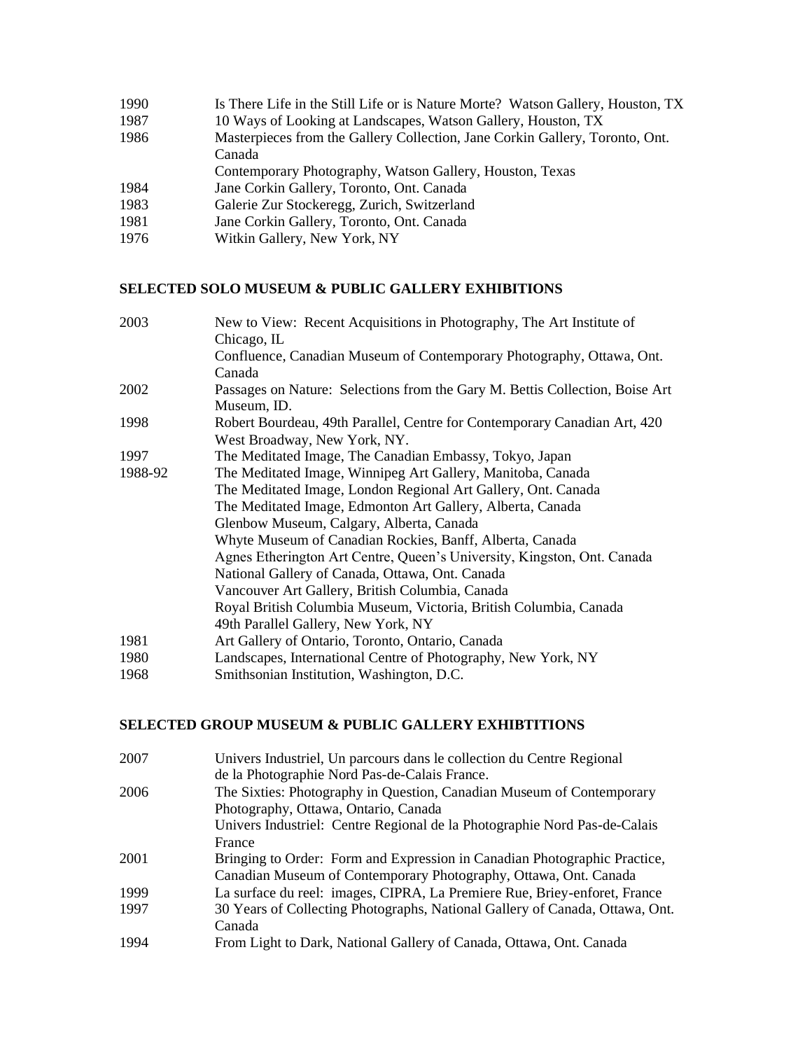| | |
|---|---|
| 1990 | Is There Life in the Still Life or is Nature Morte? Watson Gallery, Houston, TX |
| 1987 | 10 Ways of Looking at Landscapes, Watson Gallery, Houston, TX |
| 1986 | Masterpieces from the Gallery Collection, Jane Corkin Gallery, Toronto, Ont. Canada |
| | Contemporary Photography, Watson Gallery, Houston, Texas |
| 1984 | Jane Corkin Gallery, Toronto, Ont. Canada |
| 1983 | Galerie Zur Stockeregg, Zurich, Switzerland |
| 1981 | Jane Corkin Gallery, Toronto, Ont. Canada |
| 1976 | Witkin Gallery, New York, NY |

## SELECTED SOLO MUSEUM & PUBLIC GALLERY EXHIBITIONS

| | |
|---|---|
| 2003 | New to View: Recent Acquisitions in Photography, The Art Institute of Chicago, IL |
| | Confluence, Canadian Museum of Contemporary Photography, Ottawa, Ont. Canada |
| 2002 | Passages on Nature: Selections from the Gary M. Bettis Collection, Boise Art Museum, ID. |
| 1998 | Robert Bourdeau, 49th Parallel, Centre for Contemporary Canadian Art, 420 West Broadway, New York, NY. |
| 1997 | The Meditated Image, The Canadian Embassy, Tokyo, Japan |
| 1988-92 | The Meditated Image, Winnipeg Art Gallery, Manitoba, Canada |
| | The Meditated Image, London Regional Art Gallery, Ont. Canada |
| | The Meditated Image, Edmonton Art Gallery, Alberta, Canada |
| | Glenbow Museum, Calgary, Alberta, Canada |
| | Whyte Museum of Canadian Rockies, Banff, Alberta, Canada |
| | Agnes Etherington Art Centre, Queen's University, Kingston, Ont. Canada |
| | National Gallery of Canada, Ottawa, Ont. Canada |
| | Vancouver Art Gallery, British Columbia, Canada |
| | Royal British Columbia Museum, Victoria, British Columbia, Canada |
| | 49th Parallel Gallery, New York, NY |
| 1981 | Art Gallery of Ontario, Toronto, Ontario, Canada |
| 1980 | Landscapes, International Centre of Photography, New York, NY |
| 1968 | Smithsonian Institution, Washington, D.C. |

## SELECTED GROUP MUSEUM & PUBLIC GALLERY EXHIBTITIONS

| | |
|---|---|
| 2007 | Univers Industriel, Un parcours dans le collection du Centre Regional de la Photographie Nord Pas-de-Calais France. |
| 2006 | The Sixties: Photography in Question, Canadian Museum of Contemporary Photography, Ottawa, Ontario, Canada |
| | Univers Industriel: Centre Regional de la Photographie Nord Pas-de-Calais France |
| 2001 | Bringing to Order: Form and Expression in Canadian Photographic Practice, Canadian Museum of Contemporary Photography, Ottawa, Ont. Canada |
| 1999 | La surface du reel: images, CIPRA, La Premiere Rue, Briey-enforet, France |
| 1997 | 30 Years of Collecting Photographs, National Gallery of Canada, Ottawa, Ont. Canada |
| 1994 | From Light to Dark, National Gallery of Canada, Ottawa, Ont. Canada |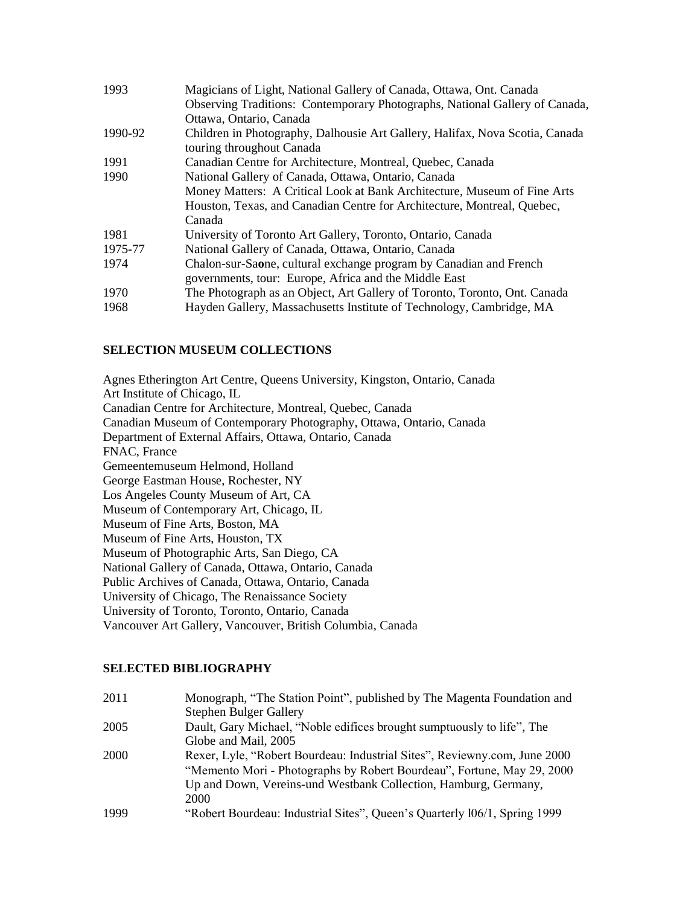| | |
|---|---|
| 1993 | Magicians of Light, National Gallery of Canada, Ottawa, Ont. Canada<br>Observing Traditions: Contemporary Photographs, National Gallery of Canada, Ottawa, Ontario, Canada |
| 1990-92 | Children in Photography, Dalhousie Art Gallery, Halifax, Nova Scotia, Canada touring throughout Canada |
| 1991 | Canadian Centre for Architecture, Montreal, Quebec, Canada |
| 1990 | National Gallery of Canada, Ottawa, Ontario, Canada<br>Money Matters: A Critical Look at Bank Architecture, Museum of Fine Arts Houston, Texas, and Canadian Centre for Architecture, Montreal, Quebec, Canada |
| 1981 | University of Toronto Art Gallery, Toronto, Ontario, Canada |
| 1975-77 | National Gallery of Canada, Ottawa, Ontario, Canada |
| 1974 | Chalon-sur-Sa**o**ne, cultural exchange program by Canadian and French governments, tour: Europe, Africa and the Middle East |
| 1970 | The Photograph as an Object, Art Gallery of Toronto, Toronto, Ont. Canada |
| 1968 | Hayden Gallery, Massachusetts Institute of Technology, Cambridge, MA |

**SELECTION MUSEUM COLLECTIONS**

Agnes Etherington Art Centre, Queens University, Kingston, Ontario, Canada
Art Institute of Chicago, IL
Canadian Centre for Architecture, Montreal, Quebec, Canada
Canadian Museum of Contemporary Photography, Ottawa, Ontario, Canada
Department of External Affairs, Ottawa, Ontario, Canada
FNAC, France
Gemeentemuseum Helmond, Holland
George Eastman House, Rochester, NY
Los Angeles County Museum of Art, CA
Museum of Contemporary Art, Chicago, IL
Museum of Fine Arts, Boston, MA
Museum of Fine Arts, Houston, TX
Museum of Photographic Arts, San Diego, CA
National Gallery of Canada, Ottawa, Ontario, Canada
Public Archives of Canada, Ottawa, Ontario, Canada
University of Chicago, The Renaissance Society
University of Toronto, Toronto, Ontario, Canada
Vancouver Art Gallery, Vancouver, British Columbia, Canada

**SELECTED BIBLIOGRAPHY**

| | |
|---|---|
| 2011 | Monograph, "The Station Point", published by The Magenta Foundation and Stephen Bulger Gallery |
| 2005 | Dault, Gary Michael, "Noble edifices brought sumptuously to life", The Globe and Mail, 2005 |
| 2000 | Rexer, Lyle, "Robert Bourdeau: Industrial Sites", Reviewny.com, June 2000<br>"Memento Mori - Photographs by Robert Bourdeau", Fortune, May 29, 2000<br>Up and Down, Vereins-und Westbank Collection, Hamburg, Germany, 2000 |
| 1999 | "Robert Bourdeau: Industrial Sites", Queen's Quarterly l06/1, Spring 1999 |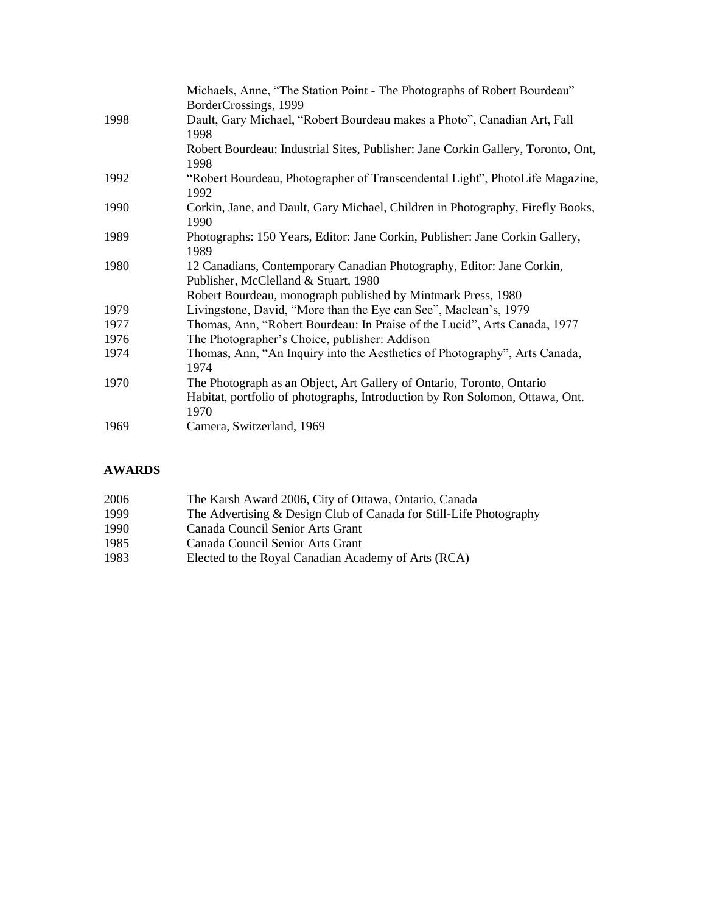| | |
|---|---|
| | Michaels, Anne, "The Station Point - The Photographs of Robert Bourdeau" BorderCrossings, 1999 |
| 1998 | Dault, Gary Michael, "Robert Bourdeau makes a Photo", Canadian Art, Fall 1998 |
| | Robert Bourdeau: Industrial Sites, Publisher: Jane Corkin Gallery, Toronto, Ont, 1998 |
| 1992 | "Robert Bourdeau, Photographer of Transcendental Light", PhotoLife Magazine, 1992 |
| 1990 | Corkin, Jane, and Dault, Gary Michael, Children in Photography, Firefly Books, 1990 |
| 1989 | Photographs: 150 Years, Editor: Jane Corkin, Publisher: Jane Corkin Gallery, 1989 |
| 1980 | 12 Canadians, Contemporary Canadian Photography, Editor: Jane Corkin, Publisher, McClelland & Stuart, 1980 |
| | Robert Bourdeau, monograph published by Mintmark Press, 1980 |
| 1979 | Livingstone, David, "More than the Eye can See", Maclean's, 1979 |
| 1977 | Thomas, Ann, "Robert Bourdeau: In Praise of the Lucid", Arts Canada, 1977 |
| 1976 | The Photographer's Choice, publisher: Addison |
| 1974 | Thomas, Ann, "An Inquiry into the Aesthetics of Photography", Arts Canada, 1974 |
| 1970 | The Photograph as an Object, Art Gallery of Ontario, Toronto, Ontario |
| | Habitat, portfolio of photographs, Introduction by Ron Solomon, Ottawa, Ont. 1970 |
| 1969 | Camera, Switzerland, 1969 |

## AWARDS

| | |
|---|---|
| 2006 | The Karsh Award 2006, City of Ottawa, Ontario, Canada |
| 1999 | The Advertising & Design Club of Canada for Still-Life Photography |
| 1990 | Canada Council Senior Arts Grant |
| 1985 | Canada Council Senior Arts Grant |
| 1983 | Elected to the Royal Canadian Academy of Arts (RCA) |